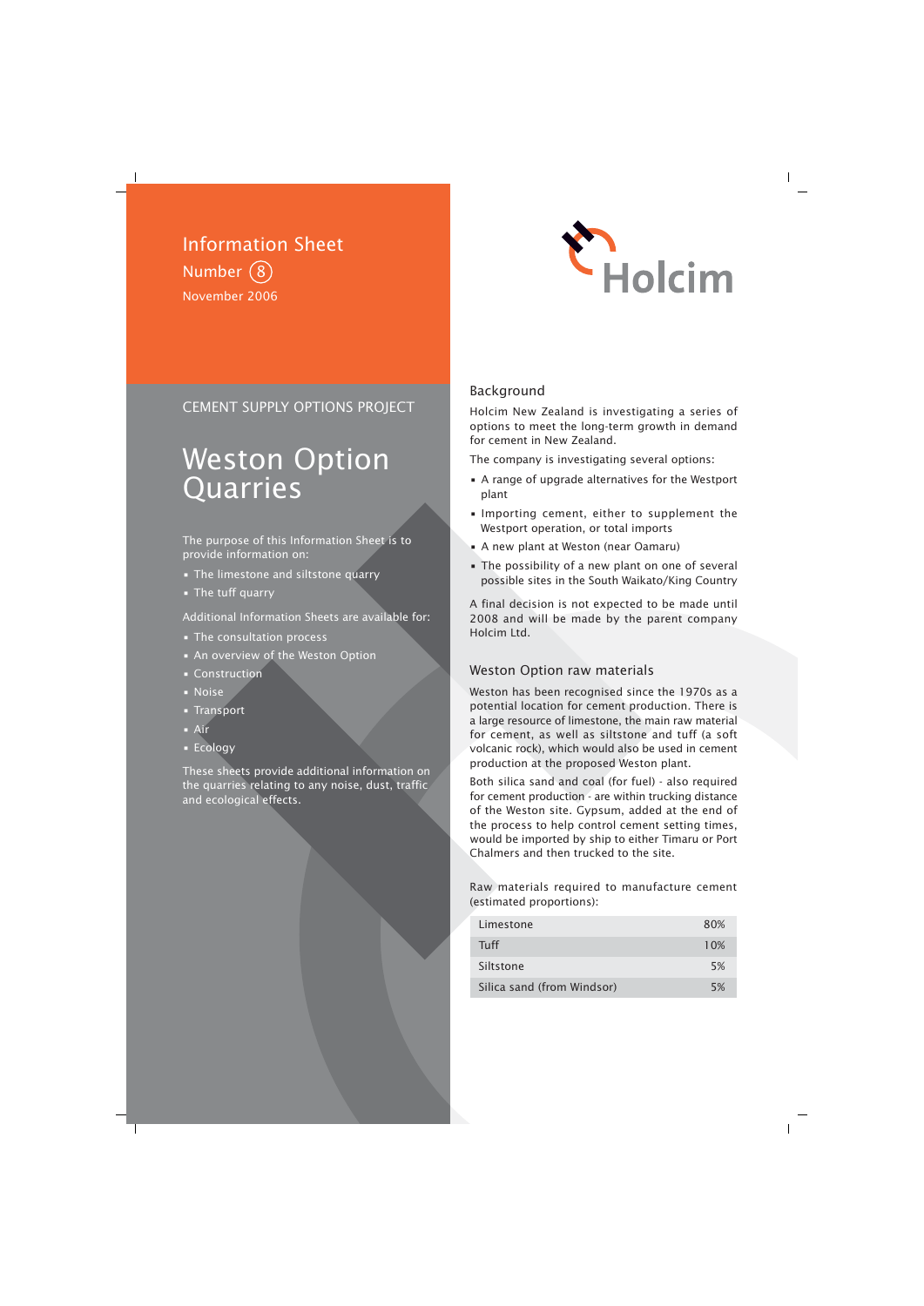Information Sheet

Number 8

November 2006

Holcim

CEMENT SUPPLY OPTIONS PROJECT

# Weston Option Quarries

The purpose of this Information Sheet is to provide information on:

- The limestone and siltstone quarry
- The tuff quarry

Additional Information Sheets are available for:

- The consultation process
- An overview of the Weston Option
- Construction
- Noise
- Transport
- Air
- Ecology

These sheets provide additional information on the quarries relating to any noise, dust, traffic and ecological effects.

## Background

Holcim New Zealand is investigating a series of options to meet the long-term growth in demand for cement in New Zealand.

The company is investigating several options:

- A range of upgrade alternatives for the Westport plant
- Importing cement, either to supplement the Westport operation, or total imports
- A new plant at Weston (near Oamaru)
- The possibility of a new plant on one of several possible sites in the South Waikato/King Country

A final decision is not expected to be made until 2008 and will be made by the parent company Holcim Ltd.

## Weston Option raw materials

Weston has been recognised since the 1970s as a potential location for cement production. There is a large resource of limestone, the main raw material for cement, as well as siltstone and tuff (a soft volcanic rock), which would also be used in cement production at the proposed Weston plant.

Both silica sand and coal (for fuel) - also required for cement production - are within trucking distance of the Weston site. Gypsum, added at the end of the process to help control cement setting times, would be imported by ship to either Timaru or Port Chalmers and then trucked to the site.

Raw materials required to manufacture cement (estimated proportions):

| | |
|---|---|
| Limestone | 80% |
| Tuff | 10% |
| Siltstone | 5% |
| Silica sand (from Windsor) | 5% |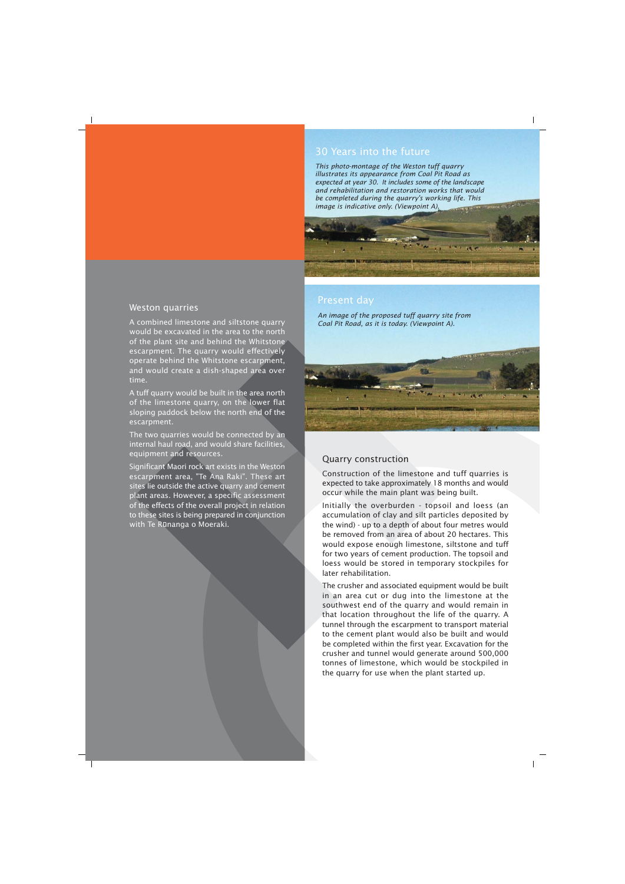## 30 Years into the future

*This photo-montage of the Weston tuff quarry illustrates its appearance from Coal Pit Road as expected at year 30. It includes some of the landscape and rehabilitation and restoration works that would be completed during the quarry's working life. This image is indicative only. (Viewpoint A).*

## Present day

*An image of the proposed tuff quarry site from Coal Pit Road, as it is today. (Viewpoint A).*

## Weston quarries

A combined limestone and siltstone quarry would be excavated in the area to the north of the plant site and behind the Whitstone escarpment. The quarry would effectively operate behind the Whitstone escarpment, and would create a dish-shaped area over time.

A tuff quarry would be built in the area north of the limestone quarry, on the lower flat sloping paddock below the north end of the escarpment.

The two quarries would be connected by an internal haul road, and would share facilities, equipment and resources.

Significant Maori rock art exists in the Weston escarpment area, "Te Ana Raki". These art sites lie outside the active quarry and cement plant areas. However, a specific assessment of the effects of the overall project in relation to these sites is being prepared in conjunction with Te Rūnanga o Moeraki.

## Quarry construction

Construction of the limestone and tuff quarries is expected to take approximately 18 months and would occur while the main plant was being built.

Initially the overburden - topsoil and loess (an accumulation of clay and silt particles deposited by the wind) - up to a depth of about four metres would be removed from an area of about 20 hectares. This would expose enough limestone, siltstone and tuff for two years of cement production. The topsoil and loess would be stored in temporary stockpiles for later rehabilitation.

The crusher and associated equipment would be built in an area cut or dug into the limestone at the southwest end of the quarry and would remain in that location throughout the life of the quarry. A tunnel through the escarpment to transport material to the cement plant would also be built and would be completed within the first year. Excavation for the crusher and tunnel would generate around 500,000 tonnes of limestone, which would be stockpiled in the quarry for use when the plant started up.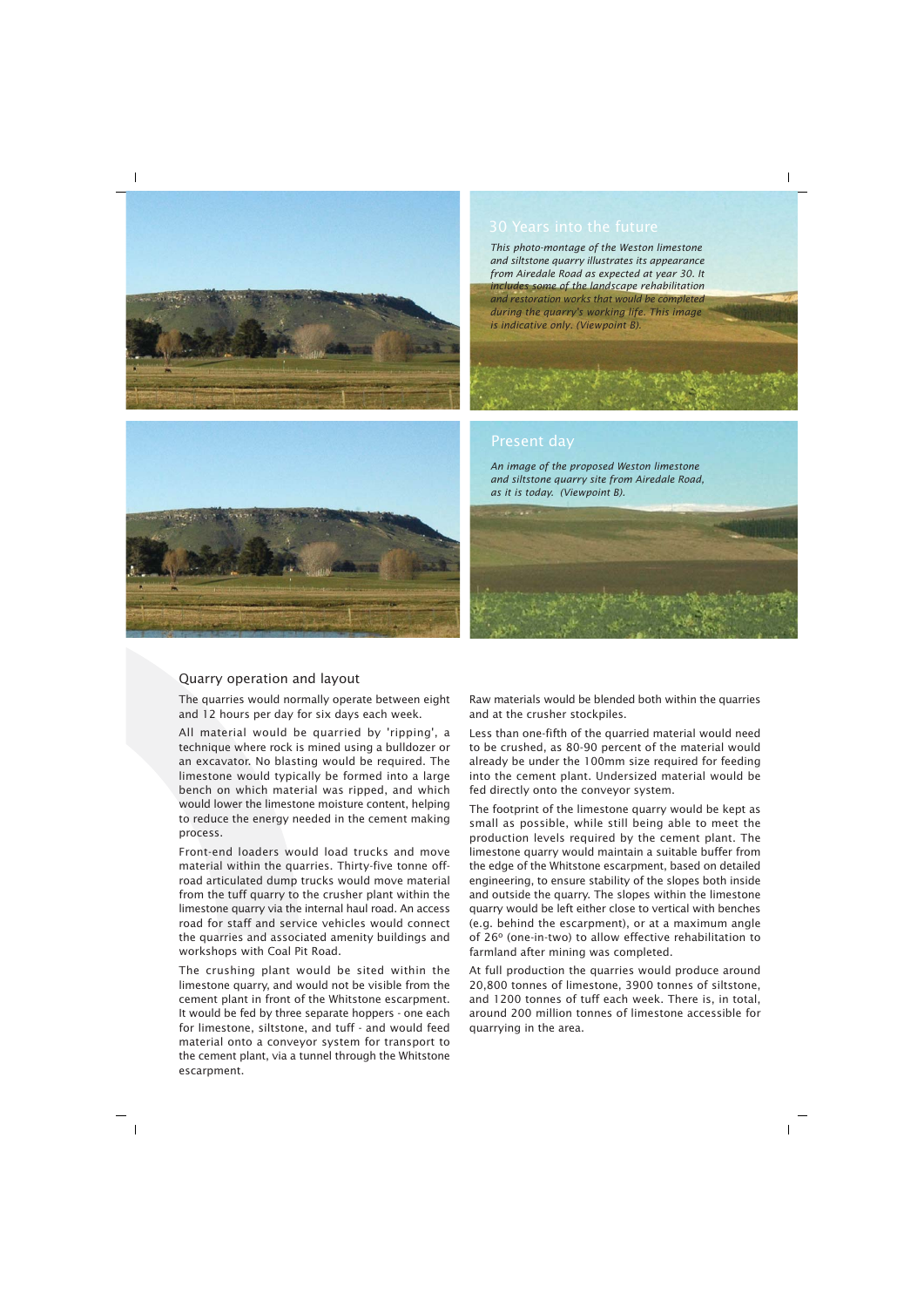## 30 Years into the future

*This photo-montage of the Weston limestone and siltstone quarry illustrates its appearance from Airedale Road as expected at year 30. It includes some of the landscape rehabilitation and restoration works that would be completed during the quarry's working life. This image is indicative only. (Viewpoint B).*

## Present day

*An image of the proposed Weston limestone and siltstone quarry site from Airedale Road, as it is today. (Viewpoint B).*

### Quarry operation and layout

The quarries would normally operate between eight and 12 hours per day for six days each week.

All material would be quarried by 'ripping', a technique where rock is mined using a bulldozer or an excavator. No blasting would be required. The limestone would typically be formed into a large bench on which material was ripped, and which would lower the limestone moisture content, helping to reduce the energy needed in the cement making process.

Front-end loaders would load trucks and move material within the quarries. Thirty-five tonne off-road articulated dump trucks would move material from the tuff quarry to the crusher plant within the limestone quarry via the internal haul road. An access road for staff and service vehicles would connect the quarries and associated amenity buildings and workshops with Coal Pit Road.

The crushing plant would be sited within the limestone quarry, and would not be visible from the cement plant in front of the Whitstone escarpment. It would be fed by three separate hoppers - one each for limestone, siltstone, and tuff - and would feed material onto a conveyor system for transport to the cement plant, via a tunnel through the Whitstone escarpment.

Raw materials would be blended both within the quarries and at the crusher stockpiles.

Less than one-fifth of the quarried material would need to be crushed, as 80-90 percent of the material would already be under the 100mm size required for feeding into the cement plant. Undersized material would be fed directly onto the conveyor system.

The footprint of the limestone quarry would be kept as small as possible, while still being able to meet the production levels required by the cement plant. The limestone quarry would maintain a suitable buffer from the edge of the Whitstone escarpment, based on detailed engineering, to ensure stability of the slopes both inside and outside the quarry. The slopes within the limestone quarry would be left either close to vertical with benches (e.g. behind the escarpment), or at a maximum angle of 26º (one-in-two) to allow effective rehabilitation to farmland after mining was completed.

At full production the quarries would produce around 20,800 tonnes of limestone, 3900 tonnes of siltstone, and 1200 tonnes of tuff each week. There is, in total, around 200 million tonnes of limestone accessible for quarrying in the area.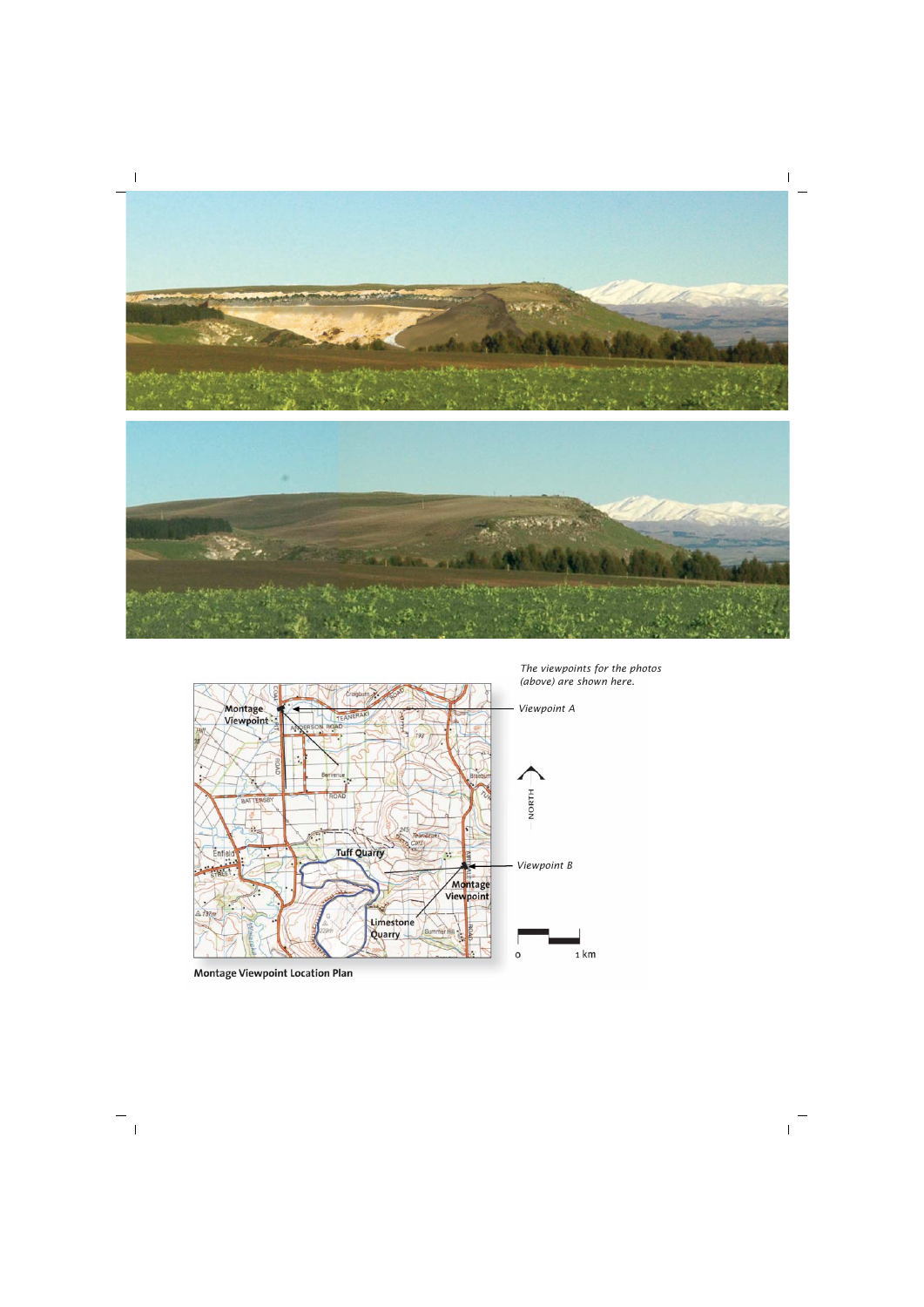*The viewpoints for the photos (above) are shown here.*

*Viewpoint A*

*Viewpoint B*

NORTH

0 1 km

Montage Viewpoint
Tuff Quarry
Limestone Quarry

**Montage Viewpoint Location Plan**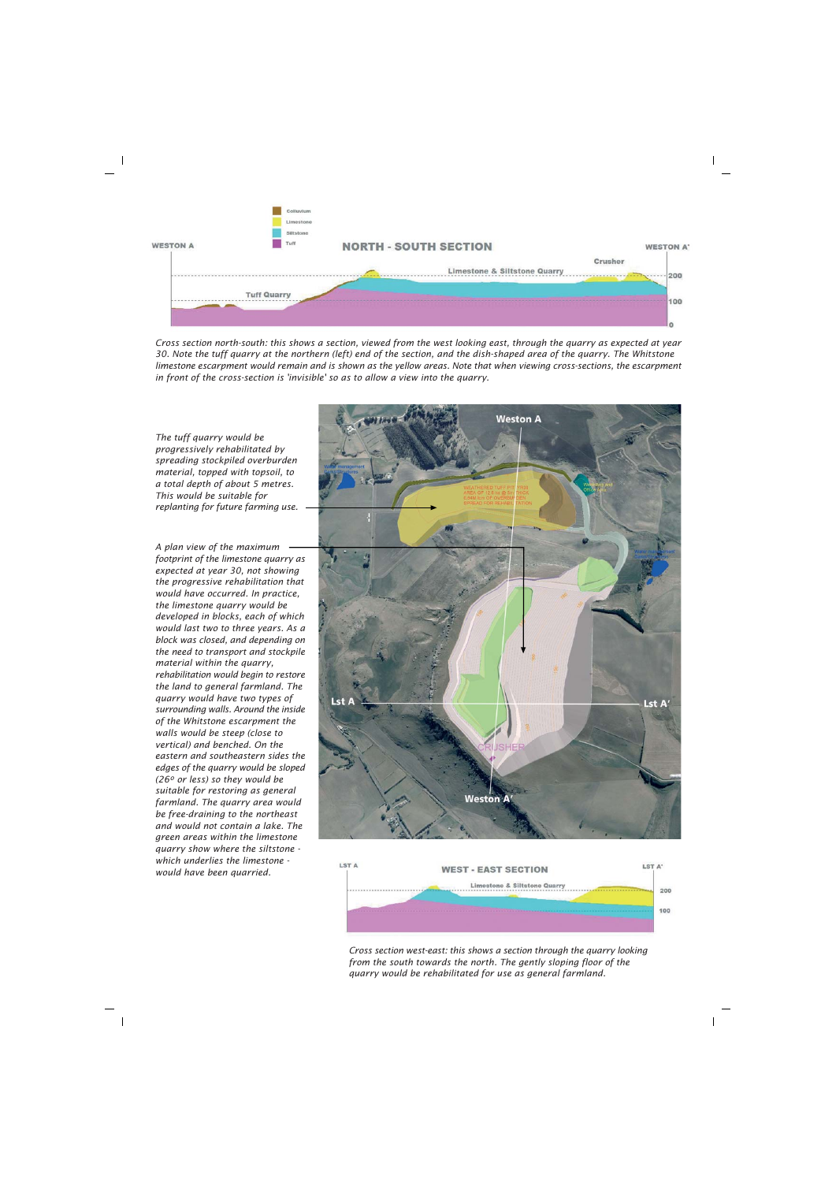Colluvium

Limestone

Siltstone

Tuff

WESTON A

NORTH - SOUTH SECTION

WESTON A'

Crusher

Limestone & Siltstone Quarry

200

Tuff Quarry

100

0

*Cross section north-south: this shows a section, viewed from the west looking east, through the quarry as expected at year 30. Note the tuff quarry at the northern (left) end of the section, and the dish-shaped area of the quarry. The Whitstone limestone escarpment would remain and is shown as the yellow areas. Note that when viewing cross-sections, the escarpment in front of the cross-section is 'invisible' so as to allow a view into the quarry.*

*The tuff quarry would be progressively rehabilitated by spreading stockpiled overburden material, topped with topsoil, to a total depth of about 5 metres. This would be suitable for replanting for future farming use.*

*A plan view of the maximum footprint of the limestone quarry as expected at year 30, not showing the progressive rehabilitation that would have occurred. In practice, the limestone quarry would be developed in blocks, each of which would last two to three years. As a block was closed, and depending on the need to transport and stockpile material within the quarry, rehabilitation would begin to restore the land to general farmland. The quarry would have two types of surrounding walls. Around the inside of the Whitstone escarpment the walls would be steep (close to vertical) and benched. On the eastern and southeastern sides the edges of the quarry would be sloped (26º or less) so they would be suitable for restoring as general farmland. The quarry area would be free-draining to the northeast and would not contain a lake. The green areas within the limestone quarry show where the siltstone - which underlies the limestone - would have been quarried.*

Weston A

Lst A

Lst A'

CRUSHER

Weston A'

LST A

WEST - EAST SECTION

LST A'

Limestone & Siltstone Quarry

200

100

*Cross section west-east: this shows a section through the quarry looking from the south towards the north. The gently sloping floor of the quarry would be rehabilitated for use as general farmland.*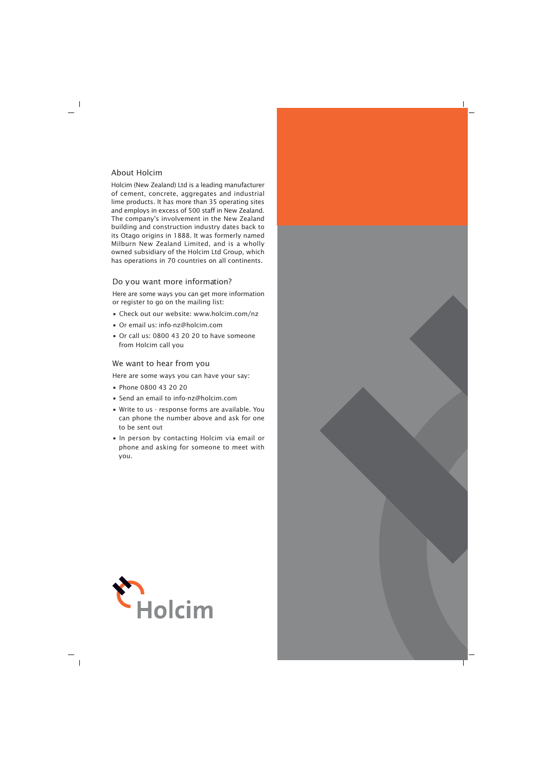## About Holcim

Holcim (New Zealand) Ltd is a leading manufacturer of cement, concrete, aggregates and industrial lime products. It has more than 35 operating sites and employs in excess of 500 staff in New Zealand. The company's involvement in the New Zealand building and construction industry dates back to its Otago origins in 1888. It was formerly named Milburn New Zealand Limited, and is a wholly owned subsidiary of the Holcim Ltd Group, which has operations in 70 countries on all continents.

## Do you want more information?

Here are some ways you can get more information or register to go on the mailing list:

- Check out our website: www.holcim.com/nz
- Or email us: info-nz@holcim.com
- Or call us: 0800 43 20 20 to have someone from Holcim call you

## We want to hear from you

Here are some ways you can have your say:

- Phone 0800 43 20 20
- Send an email to info-nz@holcim.com
- Write to us - response forms are available. You can phone the number above and ask for one to be sent out
- In person by contacting Holcim via email or phone and asking for someone to meet with you.

Holcim